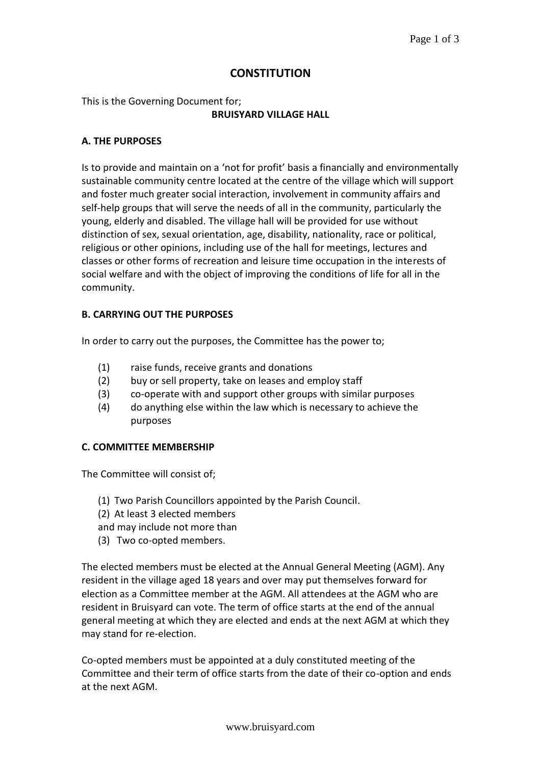# CONSTITUTION

This is the Governing Document for;

**BRUISYARD VILLAGE HALL**

## A. THE PURPOSES

Is to provide and maintain on a 'not for profit' basis a financially and environmentally sustainable community centre located at the centre of the village which will support and foster much greater social interaction, involvement in community affairs and self-help groups that will serve the needs of all in the community, particularly the young, elderly and disabled. The village hall will be provided for use without distinction of sex, sexual orientation, age, disability, nationality, race or political, religious or other opinions, including use of the hall for meetings, lectures and classes or other forms of recreation and leisure time occupation in the interests of social welfare and with the object of improving the conditions of life for all in the community.

## B. CARRYING OUT THE PURPOSES

In order to carry out the purposes, the Committee has the power to;

(1) raise funds, receive grants and donations
(2) buy or sell property, take on leases and employ staff
(3) co-operate with and support other groups with similar purposes
(4) do anything else within the law which is necessary to achieve the purposes

## C. COMMITTEE MEMBERSHIP

The Committee will consist of;

(1) Two Parish Councillors appointed by the Parish Council.
(2) At least 3 elected members
and may include not more than
(3) Two co-opted members.

The elected members must be elected at the Annual General Meeting (AGM). Any resident in the village aged 18 years and over may put themselves forward for election as a Committee member at the AGM. All attendees at the AGM who are resident in Bruisyard can vote. The term of office starts at the end of the annual general meeting at which they are elected and ends at the next AGM at which they may stand for re-election.

Co-opted members must be appointed at a duly constituted meeting of the Committee and their term of office starts from the date of their co-option and ends at the next AGM.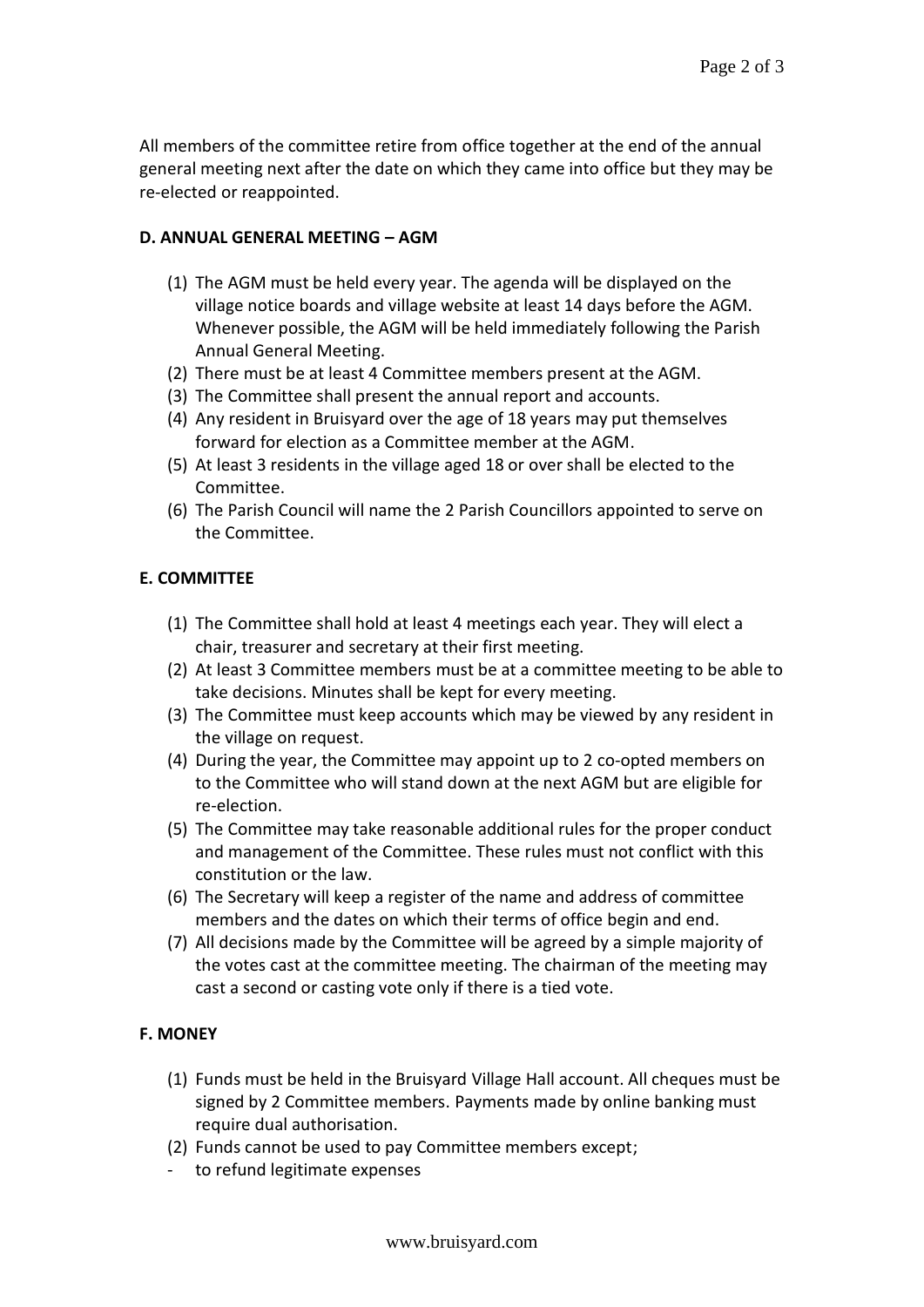All members of the committee retire from office together at the end of the annual general meeting next after the date on which they came into office but they may be re-elected or reappointed.

**D. ANNUAL GENERAL MEETING – AGM**

(1) The AGM must be held every year. The agenda will be displayed on the village notice boards and village website at least 14 days before the AGM. Whenever possible, the AGM will be held immediately following the Parish Annual General Meeting.
(2) There must be at least 4 Committee members present at the AGM.
(3) The Committee shall present the annual report and accounts.
(4) Any resident in Bruisyard over the age of 18 years may put themselves forward for election as a Committee member at the AGM.
(5) At least 3 residents in the village aged 18 or over shall be elected to the Committee.
(6) The Parish Council will name the 2 Parish Councillors appointed to serve on the Committee.

**E. COMMITTEE**

(1) The Committee shall hold at least 4 meetings each year. They will elect a chair, treasurer and secretary at their first meeting.
(2) At least 3 Committee members must be at a committee meeting to be able to take decisions. Minutes shall be kept for every meeting.
(3) The Committee must keep accounts which may be viewed by any resident in the village on request.
(4) During the year, the Committee may appoint up to 2 co-opted members on to the Committee who will stand down at the next AGM but are eligible for re-election.
(5) The Committee may take reasonable additional rules for the proper conduct and management of the Committee. These rules must not conflict with this constitution or the law.
(6) The Secretary will keep a register of the name and address of committee members and the dates on which their terms of office begin and end.
(7) All decisions made by the Committee will be agreed by a simple majority of the votes cast at the committee meeting. The chairman of the meeting may cast a second or casting vote only if there is a tied vote.

**F. MONEY**

(1) Funds must be held in the Bruisyard Village Hall account. All cheques must be signed by 2 Committee members. Payments made by online banking must require dual authorisation.
(2) Funds cannot be used to pay Committee members except;

- to refund legitimate expenses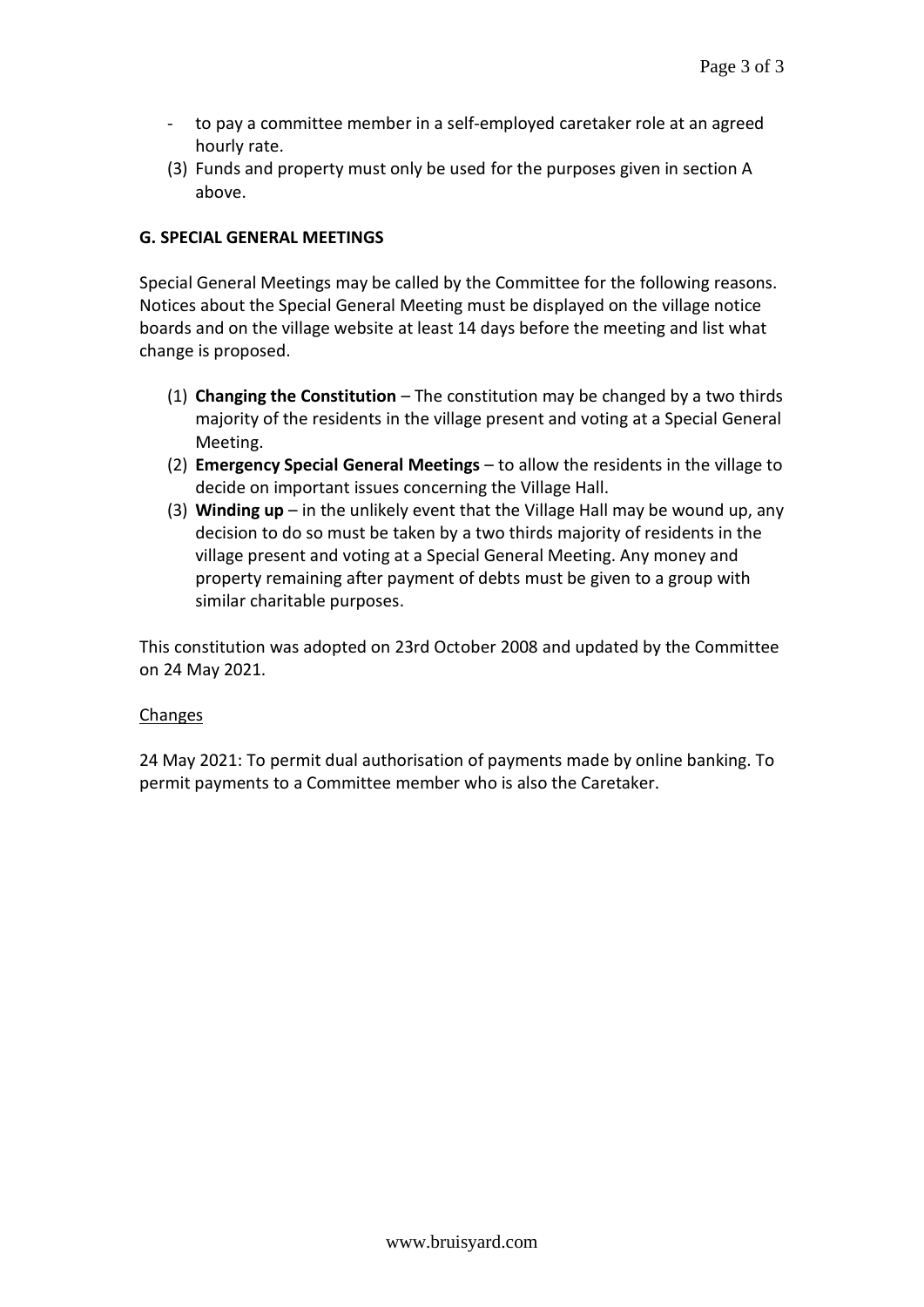- to pay a committee member in a self-employed caretaker role at an agreed hourly rate.

(3) Funds and property must only be used for the purposes given in section A above.

**G. SPECIAL GENERAL MEETINGS**

Special General Meetings may be called by the Committee for the following reasons. Notices about the Special General Meeting must be displayed on the village notice boards and on the village website at least 14 days before the meeting and list what change is proposed.

(1) **Changing the Constitution** – The constitution may be changed by a two thirds majority of the residents in the village present and voting at a Special General Meeting.
(2) **Emergency Special General Meetings** – to allow the residents in the village to decide on important issues concerning the Village Hall.
(3) **Winding up** – in the unlikely event that the Village Hall may be wound up, any decision to do so must be taken by a two thirds majority of residents in the village present and voting at a Special General Meeting. Any money and property remaining after payment of debts must be given to a group with similar charitable purposes.

This constitution was adopted on 23rd October 2008 and updated by the Committee on 24 May 2021.

<u>Changes</u>

24 May 2021: To permit dual authorisation of payments made by online banking. To permit payments to a Committee member who is also the Caretaker.